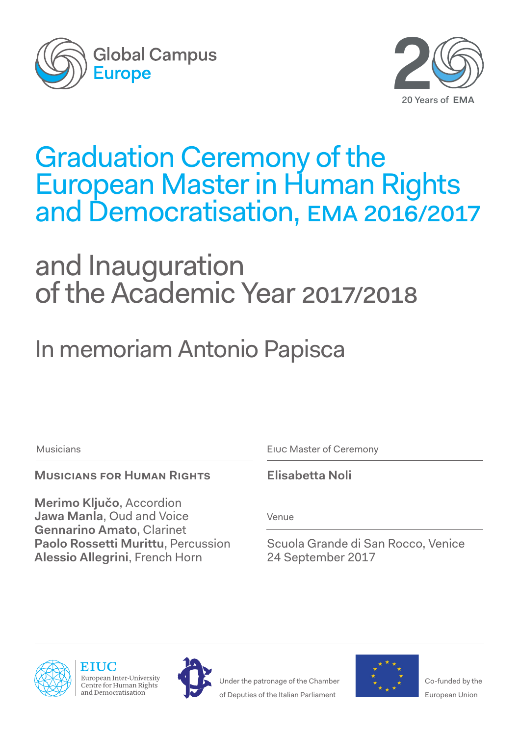Global Campus Europe

20 Years of EMA

# Graduation Ceremony of the European Master in Human Rights and Democratisation, EMA 2016/2017

# and Inauguration of the Academic Year 2017/2018

## In memoriam Antonio Papisca

Musicians

**Musicians for Human Rights**

**Merimo Ključo**, Accordion
**Jawa Manla**, Oud and Voice
**Gennarino Amato**, Clarinet
**Paolo Rossetti Murittu**, Percussion
**Alessio Allegrini**, French Horn

EIUC Master of Ceremony

**Elisabetta Noli**

Venue

Scuola Grande di San Rocco, Venice
24 September 2017

EIUC
European Inter-University Centre for Human Rights and Democratisation

Under the patronage of the Chamber of Deputies of the Italian Parliament

Co-funded by the European Union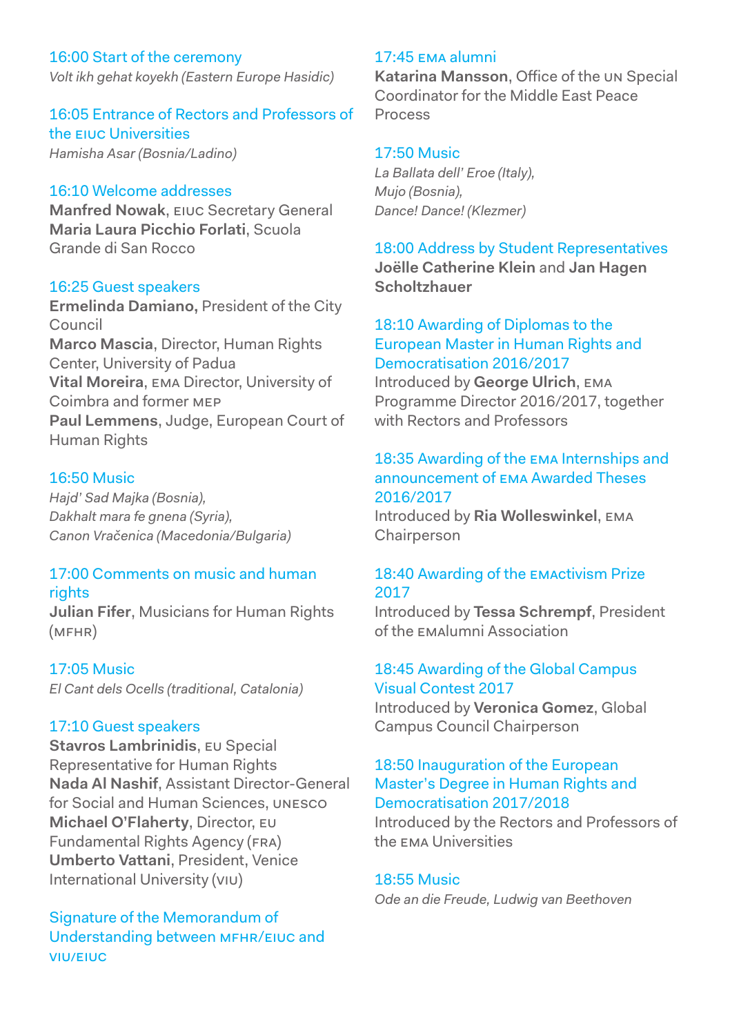### 16:00 Start of the ceremony

*Volt ikh gehat koyekh (Eastern Europe Hasidic)*

### 16:05 Entrance of Rectors and Professors of the EIUC Universities

*Hamisha Asar (Bosnia/Ladino)*

### 16:10 Welcome addresses

**Manfred Nowak**, EIUC Secretary General
**Maria Laura Picchio Forlati**, Scuola Grande di San Rocco

### 16:25 Guest speakers

**Ermelinda Damiano,** President of the City Council
**Marco Mascia**, Director, Human Rights Center, University of Padua
**Vital Moreira**, EMA Director, University of Coimbra and former MEP
**Paul Lemmens**, Judge, European Court of Human Rights

### 16:50 Music

*Hajd' Sad Majka (Bosnia),*
*Dakhalt mara fe gnena (Syria),*
*Canon Vračenica (Macedonia/Bulgaria)*

### 17:00 Comments on music and human rights

**Julian Fifer**, Musicians for Human Rights (MFHR)

### 17:05 Music

*El Cant dels Ocells (traditional, Catalonia)*

### 17:10 Guest speakers

**Stavros Lambrinidis**, EU Special Representative for Human Rights
**Nada Al Nashif**, Assistant Director-General for Social and Human Sciences, UNESCO
**Michael O'Flaherty**, Director, EU Fundamental Rights Agency (FRA)
**Umberto Vattani**, President, Venice International University (VIU)

### Signature of the Memorandum of Understanding between MFHR/EIUC and VIU/EIUC

### 17:45 EMA alumni

**Katarina Mansson**, Office of the UN Special Coordinator for the Middle East Peace Process

### 17:50 Music

*La Ballata dell' Eroe (Italy),*
*Mujo (Bosnia),*
*Dance! Dance! (Klezmer)*

### 18:00 Address by Student Representatives

**Joëlle Catherine Klein** and **Jan Hagen Scholtzhauer**

### 18:10 Awarding of Diplomas to the European Master in Human Rights and Democratisation 2016/2017

Introduced by **George Ulrich**, EMA Programme Director 2016/2017, together with Rectors and Professors

### 18:35 Awarding of the EMA Internships and announcement of EMA Awarded Theses 2016/2017

Introduced by **Ria Wolleswinkel**, EMA Chairperson

### 18:40 Awarding of the EMActivism Prize 2017

Introduced by **Tessa Schrempf**, President of the EMAlumni Association

### 18:45 Awarding of the Global Campus Visual Contest 2017

Introduced by **Veronica Gomez**, Global Campus Council Chairperson

### 18:50 Inauguration of the European Master's Degree in Human Rights and Democratisation 2017/2018

Introduced by the Rectors and Professors of the EMA Universities

### 18:55 Music

*Ode an die Freude, Ludwig van Beethoven*